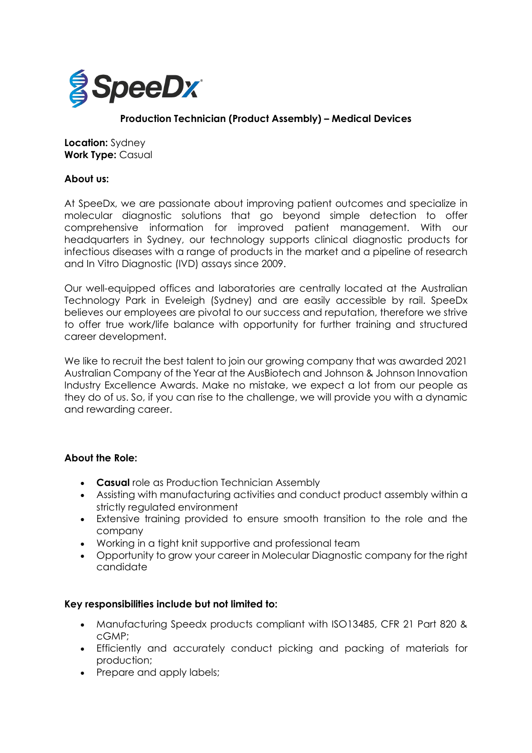SpeeDx

## Production Technician (Product Assembly) – Medical Devices

**Location:** Sydney
**Work Type:** Casual

**About us:**

At SpeeDx, we are passionate about improving patient outcomes and specialize in molecular diagnostic solutions that go beyond simple detection to offer comprehensive information for improved patient management. With our headquarters in Sydney, our technology supports clinical diagnostic products for infectious diseases with a range of products in the market and a pipeline of research and In Vitro Diagnostic (IVD) assays since 2009.

Our well-equipped offices and laboratories are centrally located at the Australian Technology Park in Eveleigh (Sydney) and are easily accessible by rail. SpeeDx believes our employees are pivotal to our success and reputation, therefore we strive to offer true work/life balance with opportunity for further training and structured career development.

We like to recruit the best talent to join our growing company that was awarded 2021 Australian Company of the Year at the AusBiotech and Johnson & Johnson Innovation Industry Excellence Awards. Make no mistake, we expect a lot from our people as they do of us. So, if you can rise to the challenge, we will provide you with a dynamic and rewarding career.

**About the Role:**

- **Casual** role as Production Technician Assembly
- Assisting with manufacturing activities and conduct product assembly within a strictly regulated environment
- Extensive training provided to ensure smooth transition to the role and the company
- Working in a tight knit supportive and professional team
- Opportunity to grow your career in Molecular Diagnostic company for the right candidate

**Key responsibilities include but not limited to:**

- Manufacturing Speedx products compliant with ISO13485, CFR 21 Part 820 & cGMP;
- Efficiently and accurately conduct picking and packing of materials for production;
- Prepare and apply labels;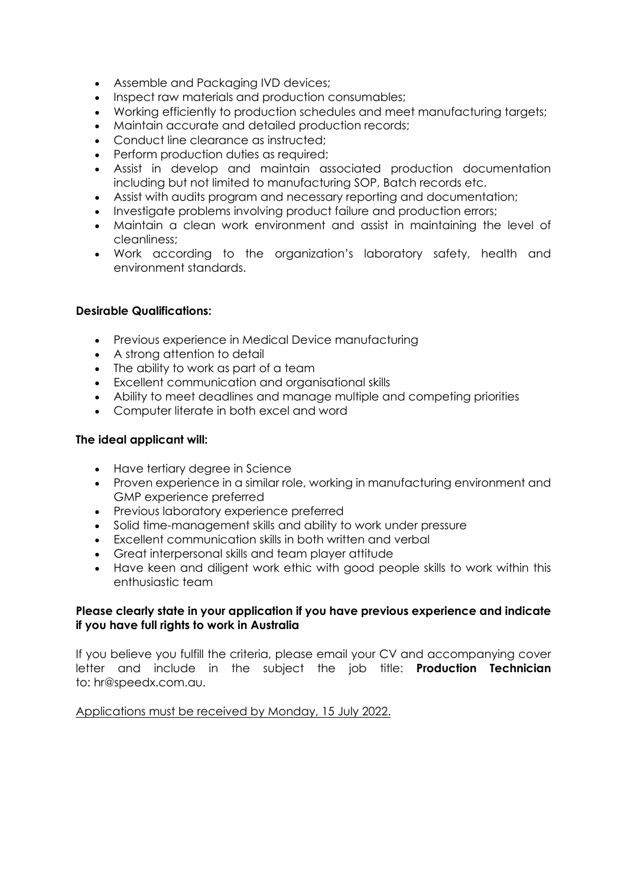- Assemble and Packaging IVD devices;
- Inspect raw materials and production consumables;
- Working efficiently to production schedules and meet manufacturing targets;
- Maintain accurate and detailed production records;
- Conduct line clearance as instructed;
- Perform production duties as required;
- Assist in develop and maintain associated production documentation including but not limited to manufacturing SOP, Batch records etc.
- Assist with audits program and necessary reporting and documentation;
- Investigate problems involving product failure and production errors;
- Maintain a clean work environment and assist in maintaining the level of cleanliness;
- Work according to the organization's laboratory safety, health and environment standards.

**Desirable Qualifications:**

- Previous experience in Medical Device manufacturing
- A strong attention to detail
- The ability to work as part of a team
- Excellent communication and organisational skills
- Ability to meet deadlines and manage multiple and competing priorities
- Computer literate in both excel and word

**The ideal applicant will:**

- Have tertiary degree in Science
- Proven experience in a similar role, working in manufacturing environment and GMP experience preferred
- Previous laboratory experience preferred
- Solid time-management skills and ability to work under pressure
- Excellent communication skills in both written and verbal
- Great interpersonal skills and team player attitude
- Have keen and diligent work ethic with good people skills to work within this enthusiastic team

**Please clearly state in your application if you have previous experience and indicate if you have full rights to work in Australia**

If you believe you fulfill the criteria, please email your CV and accompanying cover letter and include in the subject the job title: **Production Technician** to: hr@speedx.com.au.

Applications must be received by Monday, 15 July 2022.